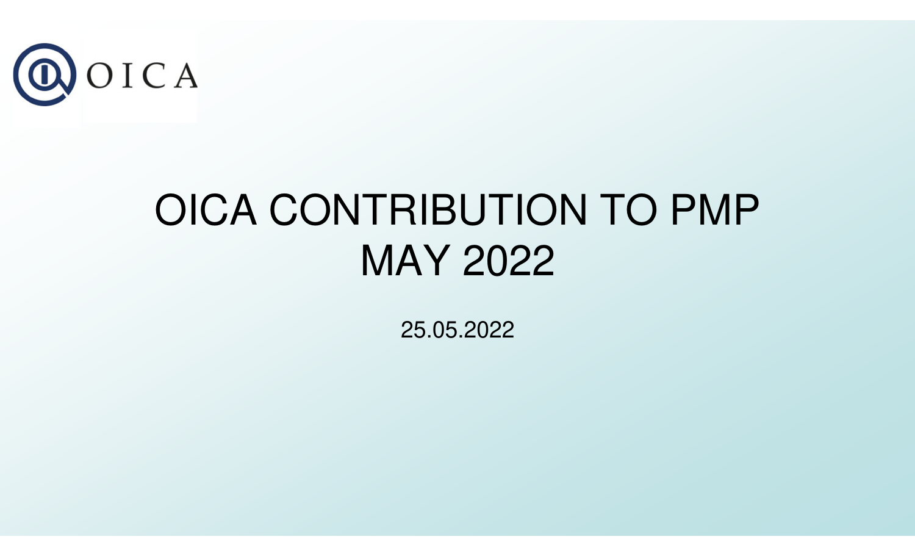OICA

# OICA CONTRIBUTION TO PMP MAY 2022

25.05.2022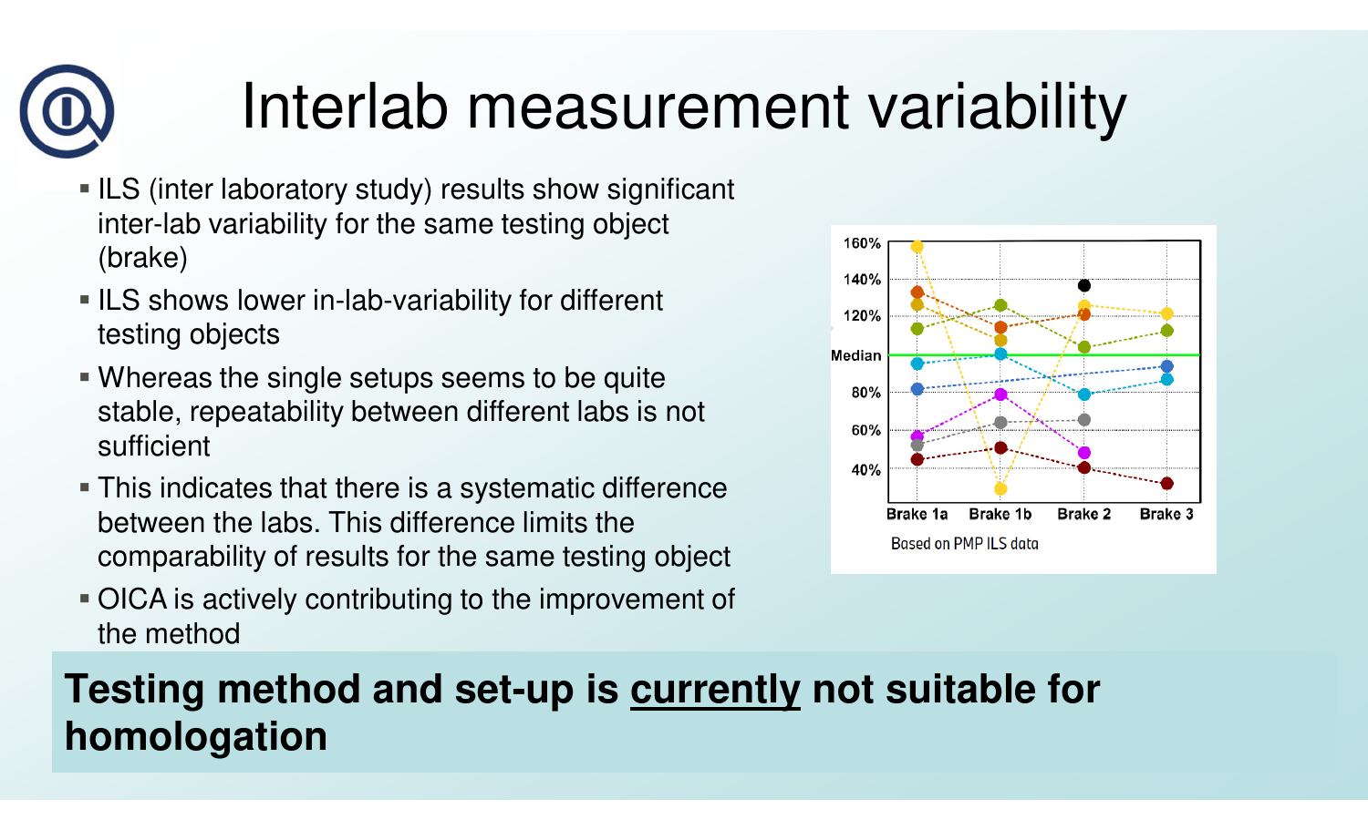# Interlab measurement variability

- ILS (inter laboratory study) results show significant inter-lab variability for the same testing object (brake)
- ILS shows lower in-lab-variability for different testing objects
- Whereas the single setups seems to be quite stable, repeatability between different labs is not sufficient
- This indicates that there is a systematic difference between the labs. This difference limits the comparability of results for the same testing object
- OICA is actively contributing to the improvement of the method

160%
140%
120%
Median
80%
60%
40%

Brake 1a Brake 1b Brake 2 Brake 3

Based on PMP ILS data

**Testing method and set-up is <u>currently</u> not suitable for homologation**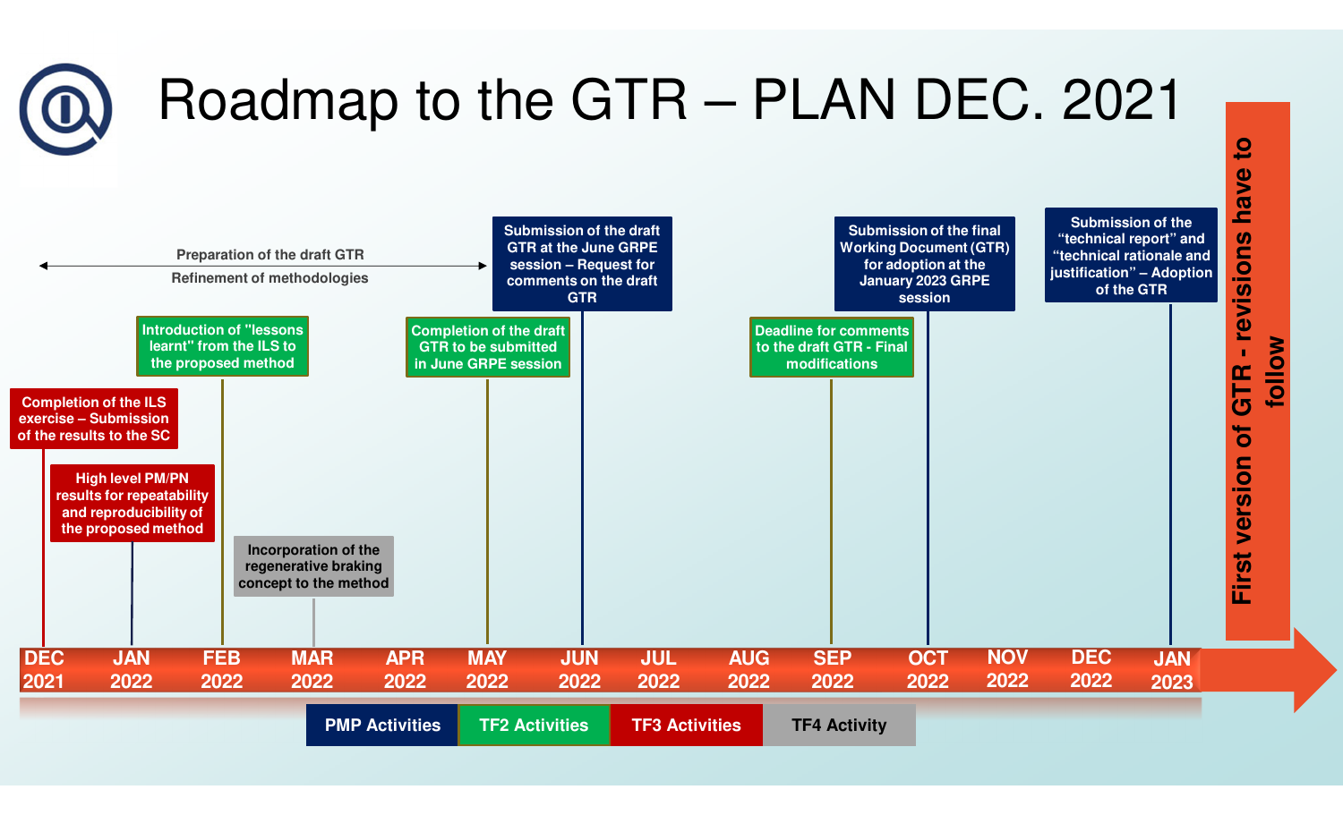# Roadmap to the GTR – PLAN DEC. 2021

Preparation of the draft GTR
Refinement of methodologies

| Date | Activity |
| --- | --- |
| DEC 2021 | Completion of the ILS exercise – Submission of the results to the SC (TF3) |
| JAN 2022 | High level PM/PN results for repeatability and reproducibility of the proposed method (TF3) |
| FEB 2022 | Introduction of "lessons learnt" from the ILS to the proposed method (TF2) |
| MAR 2022 | Incorporation of the regenerative braking concept to the method (TF4) |
| APR 2022 | |
| MAY 2022 | Completion of the draft GTR to be submitted in June GRPE session (TF2) |
| JUN 2022 | Submission of the draft GTR at the June GRPE session – Request for comments on the draft GTR (PMP) |
| JUL 2022 | |
| AUG 2022 | |
| SEP 2022 | Deadline for comments to the draft GTR - Final modifications (TF2) |
| OCT 2022 | Submission of the final Working Document (GTR) for adoption at the January 2023 GRPE session (PMP) |
| NOV 2022 | |
| DEC 2022 | |
| JAN 2023 | Submission of the "technical report" and "technical rationale and justification" – Adoption of the GTR (PMP) |

First version of GTR - revisions have to follow

PMP Activities | TF2 Activities | TF3 Activities | TF4 Activity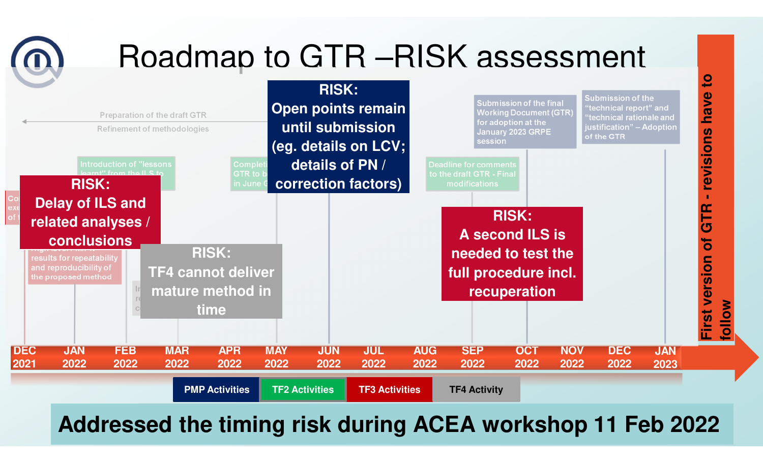# Roadmap to GTR –RISK assessment

Preparation of the draft GTR

Refinement of methodologies

**RISK: Open points remain until submission (eg. details on LCV; details of PN / correction factors)**

Submission of the final Working Document (GTR) for adoption at the January 2023 GRPE session

Submission of the "technical report" and "technical rationale and justification" – Adoption of the GTR

Introduction of "lessons learnt" from the ILS to

Completi GTR to b in June G

Deadline for comments to the draft GTR - Final modifications

**RISK: Delay of ILS and related analyses / conclusions**

results for repeatability and reproducibility of the proposed method

**RISK: TF4 cannot deliver mature method in time**

**RISK: A second ILS is needed to test the full procedure incl. recuperation**

**First version of GTR - revisions have to follow**

| DEC 2021 | JAN 2022 | FEB 2022 | MAR 2022 | APR 2022 | MAY 2022 | JUN 2022 | JUL 2022 | AUG 2022 | SEP 2022 | OCT 2022 | NOV 2022 | DEC 2022 | JAN 2023 |
|---|---|---|---|---|---|---|---|---|---|---|---|---|---|

**PMP Activities** | **TF2 Activities** | **TF3 Activities** | **TF4 Activity**

**Addressed the timing risk during ACEA workshop 11 Feb 2022**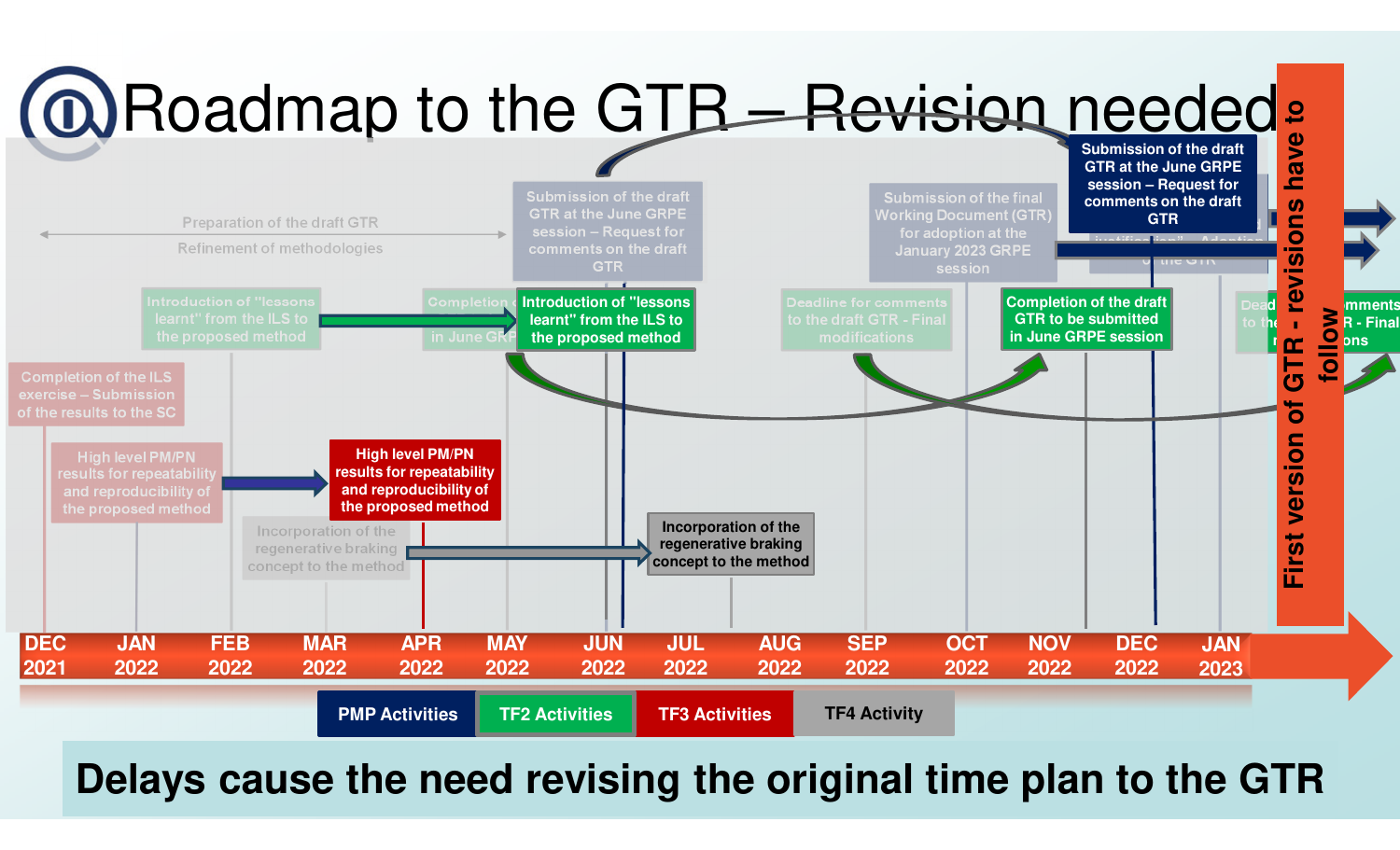# Roadmap to the GTR – Revision needed

Preparation of the draft GTR

Refinement of methodologies

Completion of the ILS exercise – Submission of the results to the SC

High level PM/PN results for repeatability and reproducibility of the proposed method

Introduction of "lessons learnt" from the ILS to the proposed method

Incorporation of the regenerative braking concept to the method

Completion of the draft GTR to be submitted in June GRPE session

Submission of the draft GTR at the June GRPE session – Request for comments on the draft GTR

High level PM/PN results for repeatability and reproducibility of the proposed method

Introduction of "lessons learnt" from the ILS to the proposed method

Incorporation of the regenerative braking concept to the method

Deadline for comments to the draft GTR - Final modifications

Submission of the final Working Document (GTR) for adoption at the January 2023 GRPE session

Completion of the draft GTR to be submitted in June GRPE session

Submission of the draft GTR at the June GRPE session – Request for comments on the draft GTR

**First version of GTR - revisions have to follow**

DEC 2021 | JAN 2022 | FEB 2022 | MAR 2022 | APR 2022 | MAY 2022 | JUN 2022 | JUL 2022 | AUG 2022 | SEP 2022 | OCT 2022 | NOV 2022 | DEC 2022 | JAN 2023

PMP Activities | TF2 Activities | TF3 Activities | TF4 Activity

**Delays cause the need revising the original time plan to the GTR**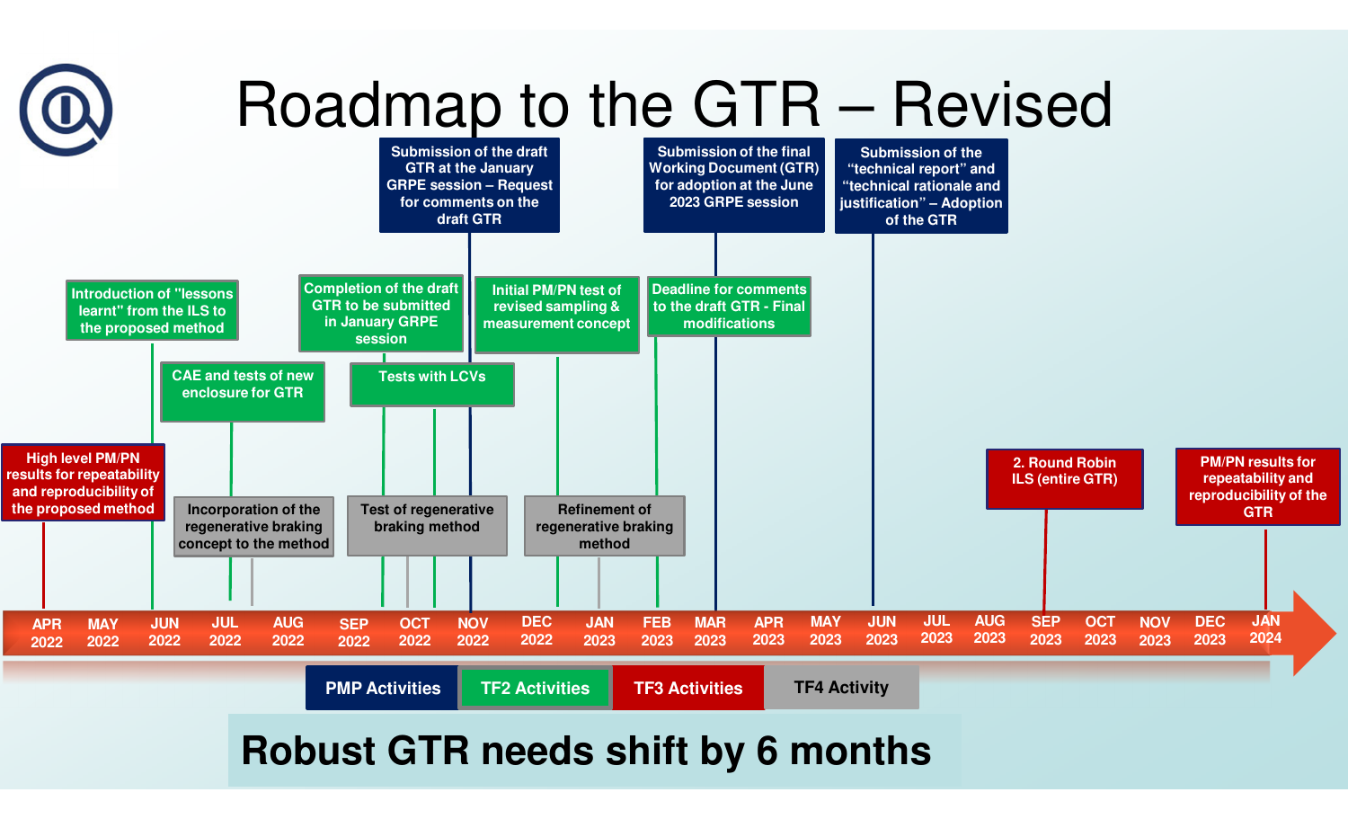# Roadmap to the GTR – Revised

**Timeline:** APR 2022 – MAY 2022 – JUN 2022 – JUL 2022 – AUG 2022 – SEP 2022 – OCT 2022 – NOV 2022 – DEC 2022 – JAN 2023 – FEB 2023 – MAR 2023 – APR 2023 – MAY 2023 – JUN 2023 – JUL 2023 – AUG 2023 – SEP 2023 – OCT 2023 – NOV 2023 – DEC 2023 – JAN 2024

**PMP Activities**

- NOV 2022: Submission of the draft GTR at the January GRPE session – Request for comments on the draft GTR
- MAR 2023: Submission of the final Working Document (GTR) for adoption at the June 2023 GRPE session
- JUN 2023: Submission of the "technical report" and "technical rationale and justification" – Adoption of the GTR

**TF2 Activities**

- JUN 2022: Introduction of "lessons learnt" from the ILS to the proposed method
- JUL 2022: CAE and tests of new enclosure for GTR
- SEP 2022: Completion of the draft GTR to be submitted in January GRPE session
- SEP–OCT 2022: Tests with LCVs
- DEC 2022: Initial PM/PN test of revised sampling & measurement concept
- FEB 2023: Deadline for comments to the draft GTR - Final modifications

**TF3 Activities**

- APR 2022: High level PM/PN results for repeatability and reproducibility of the proposed method
- SEP 2023: 2. Round Robin ILS (entire GTR)
- JAN 2024: PM/PN results for repeatability and reproducibility of the GTR

**TF4 Activity**

- JUL–AUG 2022: Incorporation of the regenerative braking concept to the method
- OCT 2022: Test of regenerative braking method
- JAN 2023: Refinement of regenerative braking method

**Robust GTR needs shift by 6 months**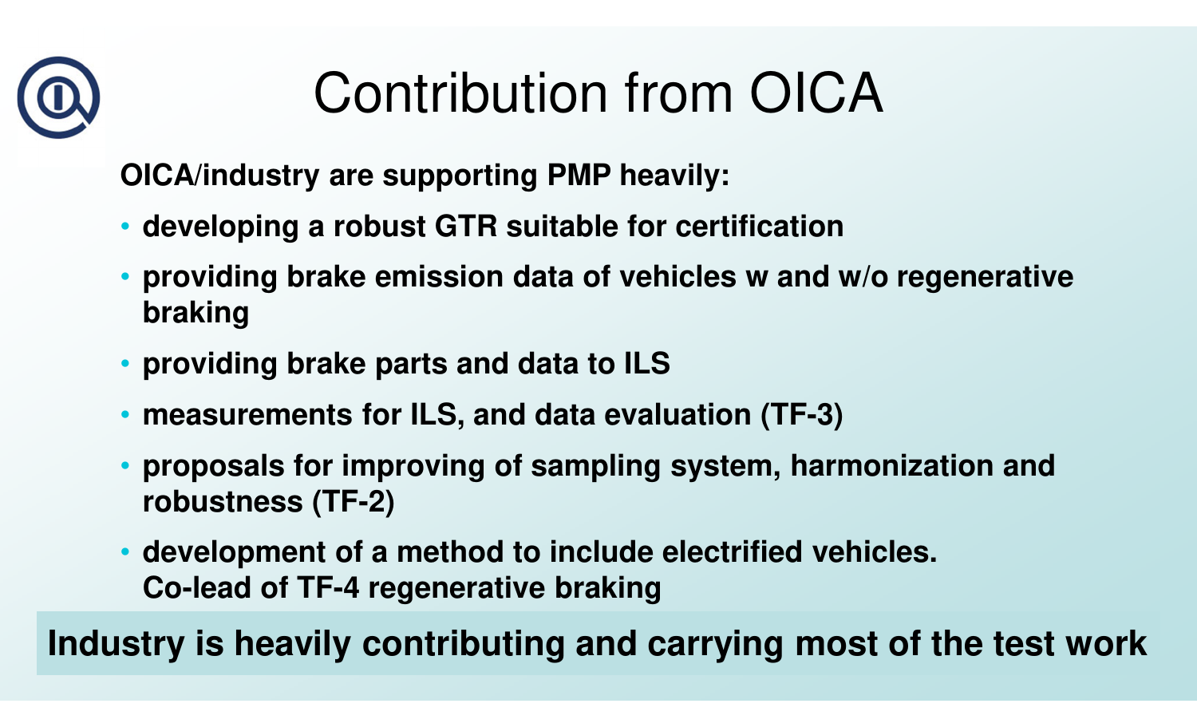# Contribution from OICA

**OICA/industry are supporting PMP heavily:**

- **developing a robust GTR suitable for certification**
- **providing brake emission data of vehicles w and w/o regenerative braking**
- **providing brake parts and data to ILS**
- **measurements for ILS, and data evaluation (TF-3)**
- **proposals for improving of sampling system, harmonization and robustness (TF-2)**
- **development of a method to include electrified vehicles.**
  **Co-lead of TF-4 regenerative braking**

**Industry is heavily contributing and carrying most of the test work**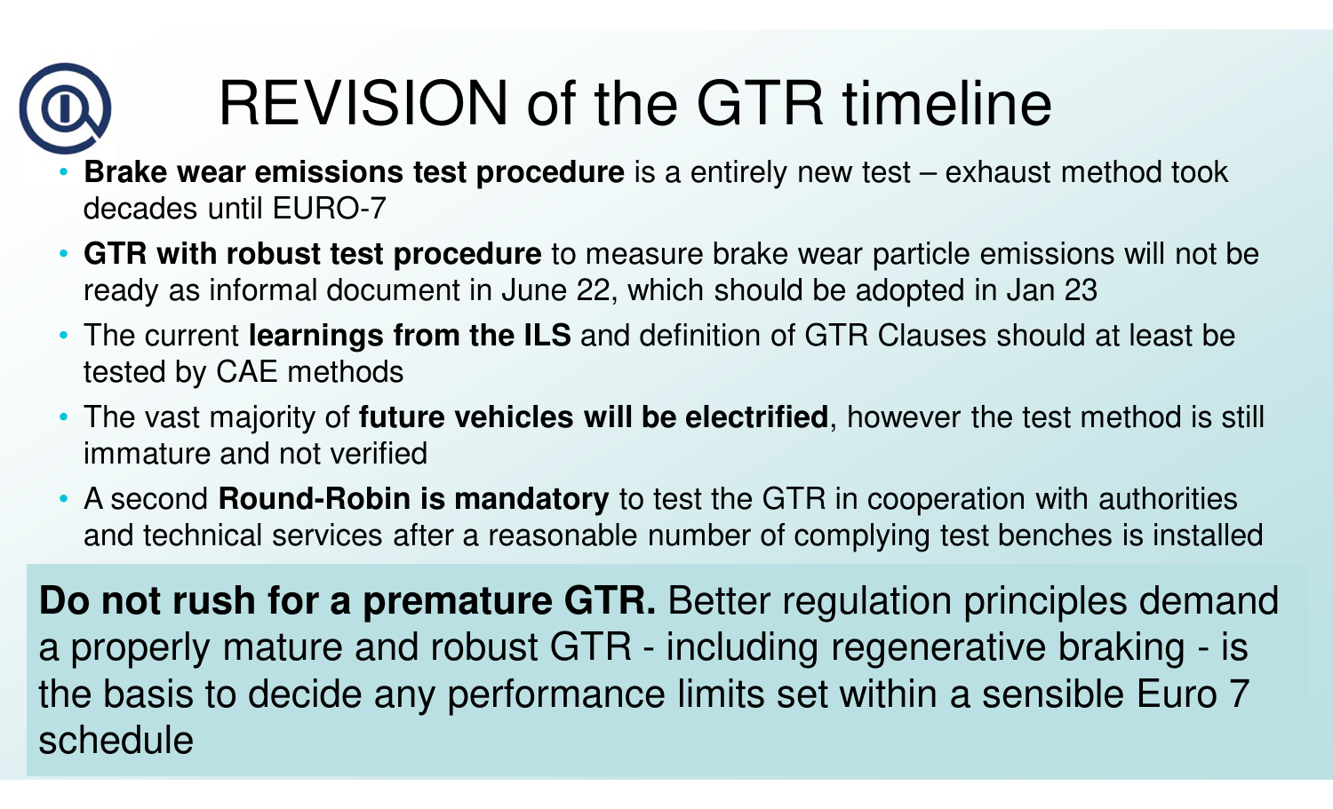# REVISION of the GTR timeline

- **Brake wear emissions test procedure** is a entirely new test – exhaust method took decades until EURO-7
- **GTR with robust test procedure** to measure brake wear particle emissions will not be ready as informal document in June 22, which should be adopted in Jan 23
- The current **learnings from the ILS** and definition of GTR Clauses should at least be tested by CAE methods
- The vast majority of **future vehicles will be electrified**, however the test method is still immature and not verified
- A second **Round-Robin is mandatory** to test the GTR in cooperation with authorities and technical services after a reasonable number of complying test benches is installed

**Do not rush for a premature GTR.** Better regulation principles demand a properly mature and robust GTR - including regenerative braking - is the basis to decide any performance limits set within a sensible Euro 7 schedule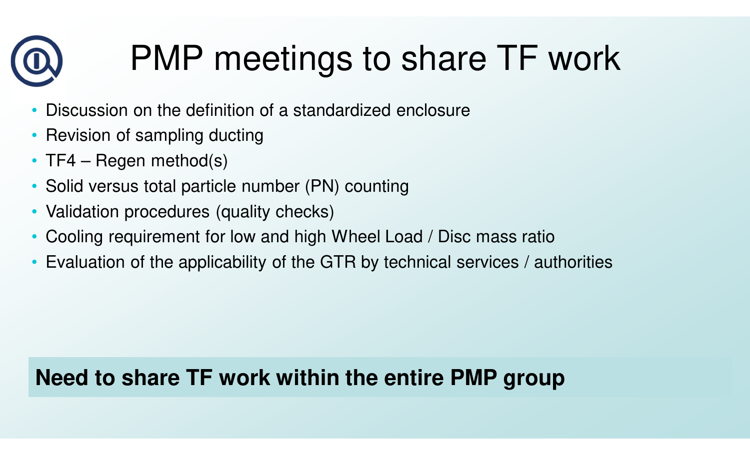# PMP meetings to share TF work

- Discussion on the definition of a standardized enclosure
- Revision of sampling ducting
- TF4 – Regen method(s)
- Solid versus total particle number (PN) counting
- Validation procedures (quality checks)
- Cooling requirement for low and high Wheel Load / Disc mass ratio
- Evaluation of the applicability of the GTR by technical services / authorities

**Need to share TF work within the entire PMP group**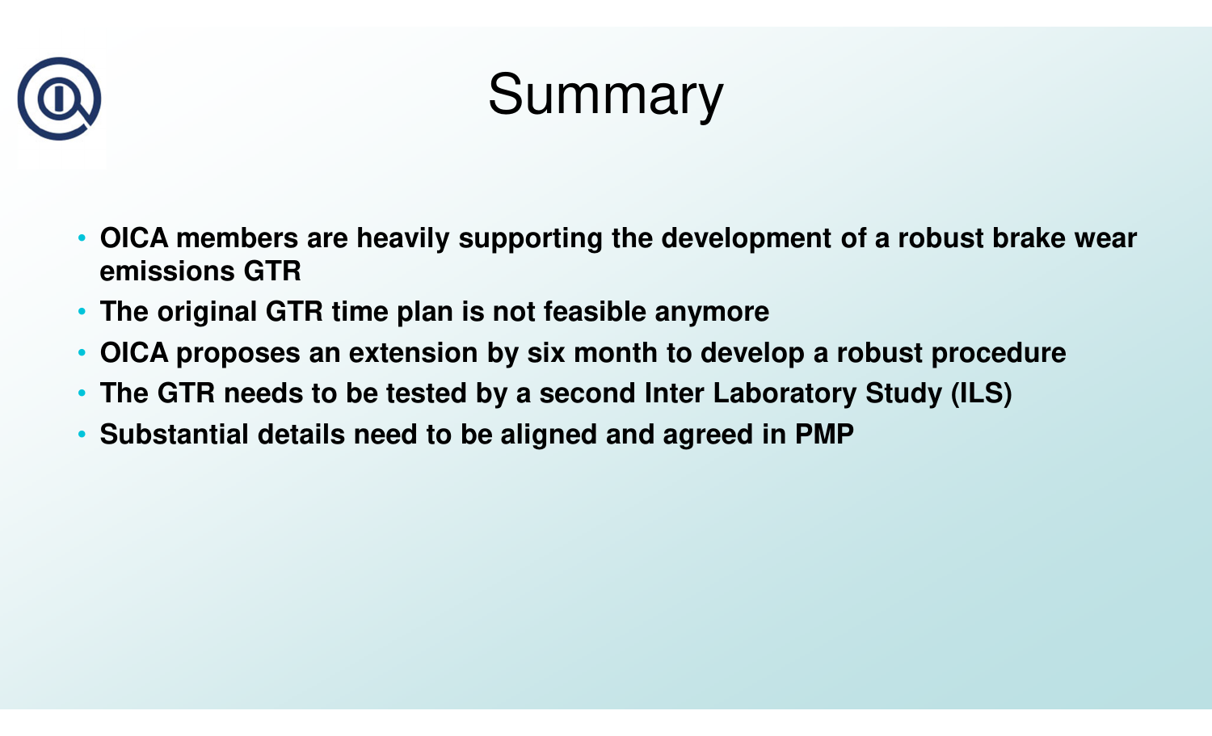# Summary

- **OICA members are heavily supporting the development of a robust brake wear emissions GTR**
- **The original GTR time plan is not feasible anymore**
- **OICA proposes an extension by six month to develop a robust procedure**
- **The GTR needs to be tested by a second Inter Laboratory Study (ILS)**
- **Substantial details need to be aligned and agreed in PMP**